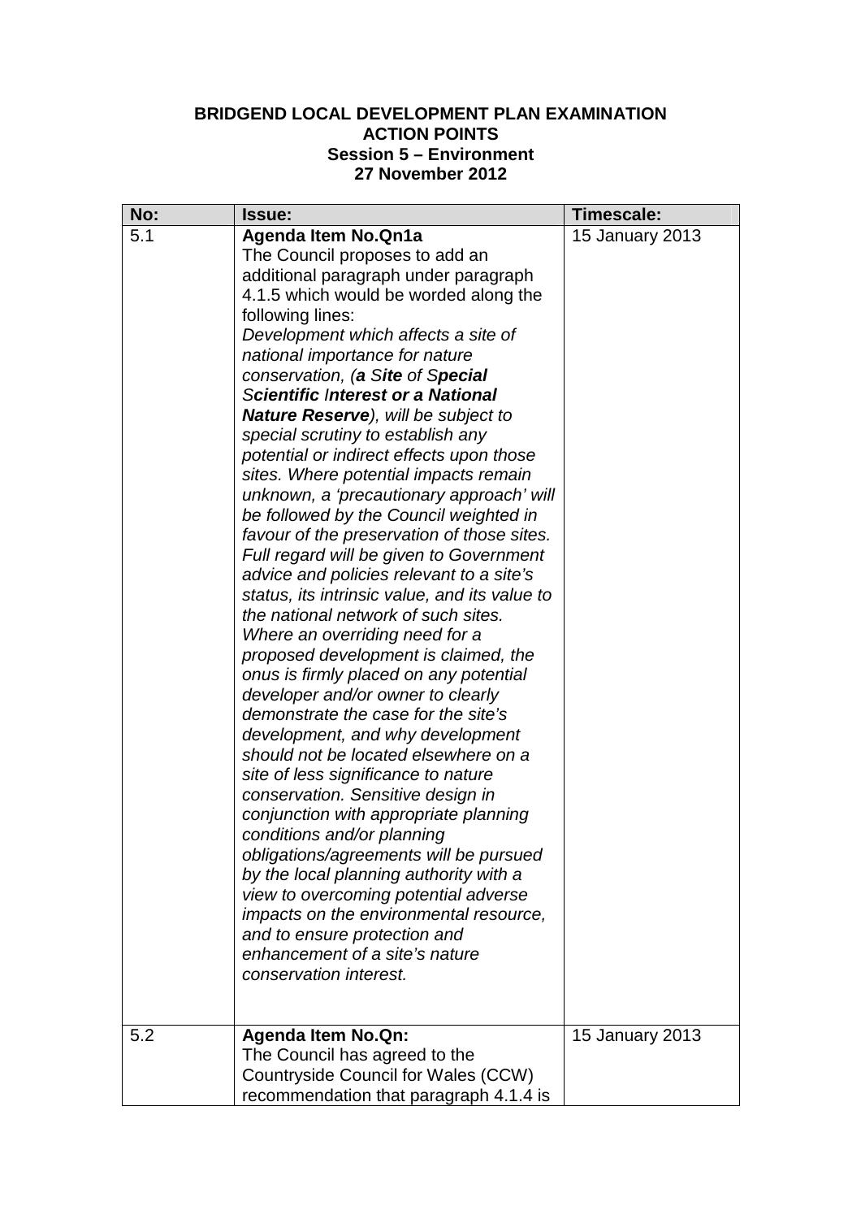**BRIDGEND LOCAL DEVELOPMENT PLAN EXAMINATION**
**ACTION POINTS**
**Session 5 – Environment**
**27 November 2012**

| No: | Issue: | Timescale: |
|---|---|---|
| 5.1 | **Agenda Item No.Qn1a**<br>The Council proposes to add an additional paragraph under paragraph 4.1.5 which would be worded along the following lines:<br>*Development which affects a site of national importance for nature conservation, (**a** S**ite** of S**pecial** S**cientific** I**nterest or a National Nature Reserve**), will be subject to special scrutiny to establish any potential or indirect effects upon those sites. Where potential impacts remain unknown, a 'precautionary approach' will be followed by the Council weighted in favour of the preservation of those sites. Full regard will be given to Government advice and policies relevant to a site's status, its intrinsic value, and its value to the national network of such sites. Where an overriding need for a proposed development is claimed, the onus is firmly placed on any potential developer and/or owner to clearly demonstrate the case for the site's development, and why development should not be located elsewhere on a site of less significance to nature conservation. Sensitive design in conjunction with appropriate planning conditions and/or planning obligations/agreements will be pursued by the local planning authority with a view to overcoming potential adverse impacts on the environmental resource, and to ensure protection and enhancement of a site's nature conservation interest.* | 15 January 2013 |
| 5.2 | **Agenda Item No.Qn:**<br>The Council has agreed to the Countryside Council for Wales (CCW) recommendation that paragraph 4.1.4 is | 15 January 2013 |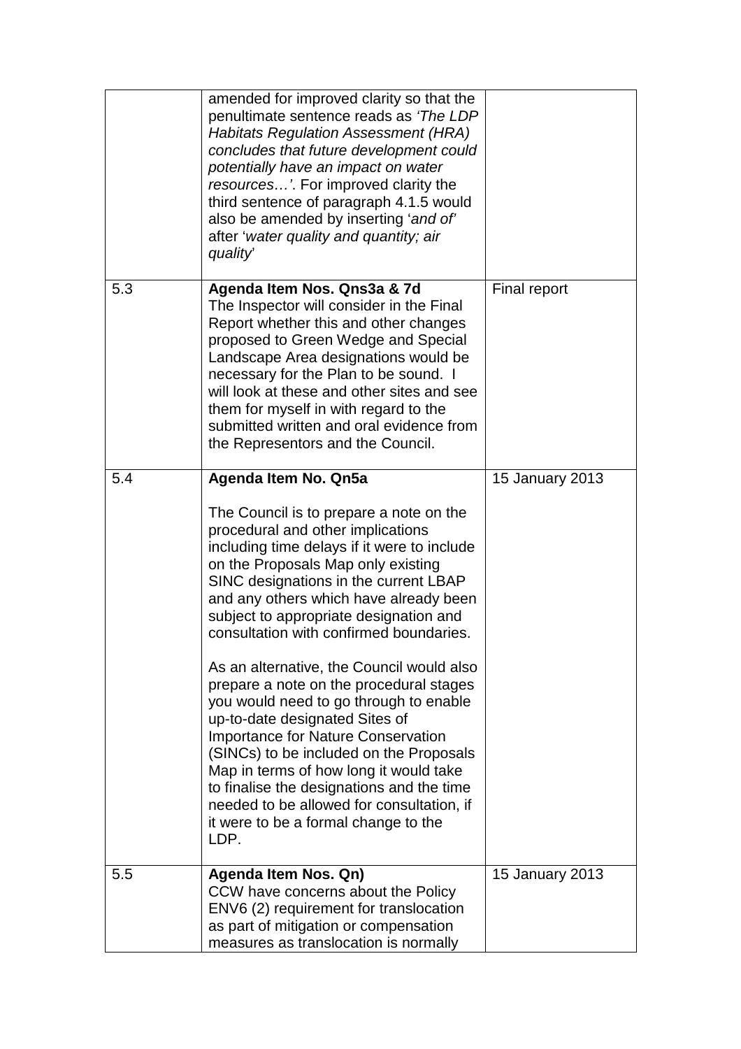| | | |
|---|---|---|
| | amended for improved clarity so that the penultimate sentence reads as *'The LDP Habitats Regulation Assessment (HRA) concludes that future development could potentially have an impact on water resources…'*. For improved clarity the third sentence of paragraph 4.1.5 would also be amended by inserting '*and of*' after '*water quality and quantity; air quality*' | |
| 5.3 | **Agenda Item Nos. Qns3a & 7d**<br>The Inspector will consider in the Final Report whether this and other changes proposed to Green Wedge and Special Landscape Area designations would be necessary for the Plan to be sound. I will look at these and other sites and see them for myself in with regard to the submitted written and oral evidence from the Representors and the Council. | Final report |
| 5.4 | **Agenda Item No. Qn5a**<br><br>The Council is to prepare a note on the procedural and other implications including time delays if it were to include on the Proposals Map only existing SINC designations in the current LBAP and any others which have already been subject to appropriate designation and consultation with confirmed boundaries.<br><br>As an alternative, the Council would also prepare a note on the procedural stages you would need to go through to enable up-to-date designated Sites of Importance for Nature Conservation (SINCs) to be included on the Proposals Map in terms of how long it would take to finalise the designations and the time needed to be allowed for consultation, if it were to be a formal change to the LDP. | 15 January 2013 |
| 5.5 | **Agenda Item Nos. Qn)**<br>CCW have concerns about the Policy ENV6 (2) requirement for translocation as part of mitigation or compensation measures as translocation is normally | 15 January 2013 |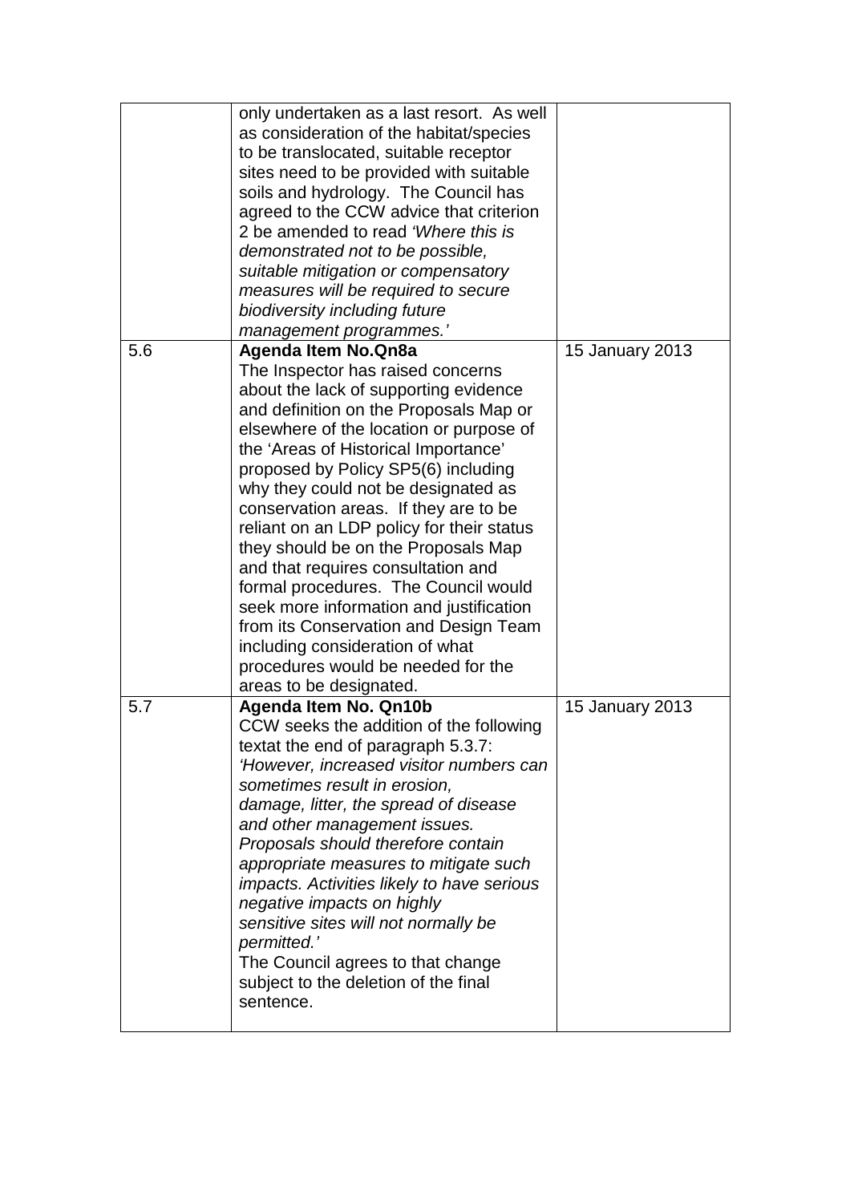| | | |
|---|---|---|
| | only undertaken as a last resort. As well as consideration of the habitat/species to be translocated, suitable receptor sites need to be provided with suitable soils and hydrology. The Council has agreed to the CCW advice that criterion 2 be amended to read *'Where this is demonstrated not to be possible, suitable mitigation or compensatory measures will be required to secure biodiversity including future management programmes.'* | |
| 5.6 | **Agenda Item No.Qn8a**<br>The Inspector has raised concerns about the lack of supporting evidence and definition on the Proposals Map or elsewhere of the location or purpose of the 'Areas of Historical Importance' proposed by Policy SP5(6) including why they could not be designated as conservation areas. If they are to be reliant on an LDP policy for their status they should be on the Proposals Map and that requires consultation and formal procedures. The Council would seek more information and justification from its Conservation and Design Team including consideration of what procedures would be needed for the areas to be designated. | 15 January 2013 |
| 5.7 | **Agenda Item No. Qn10b**<br>CCW seeks the addition of the following textat the end of paragraph 5.3.7: *'However, increased visitor numbers can sometimes result in erosion, damage, litter, the spread of disease and other management issues. Proposals should therefore contain appropriate measures to mitigate such impacts. Activities likely to have serious negative impacts on highly sensitive sites will not normally be permitted.'*<br>The Council agrees to that change subject to the deletion of the final sentence. | 15 January 2013 |